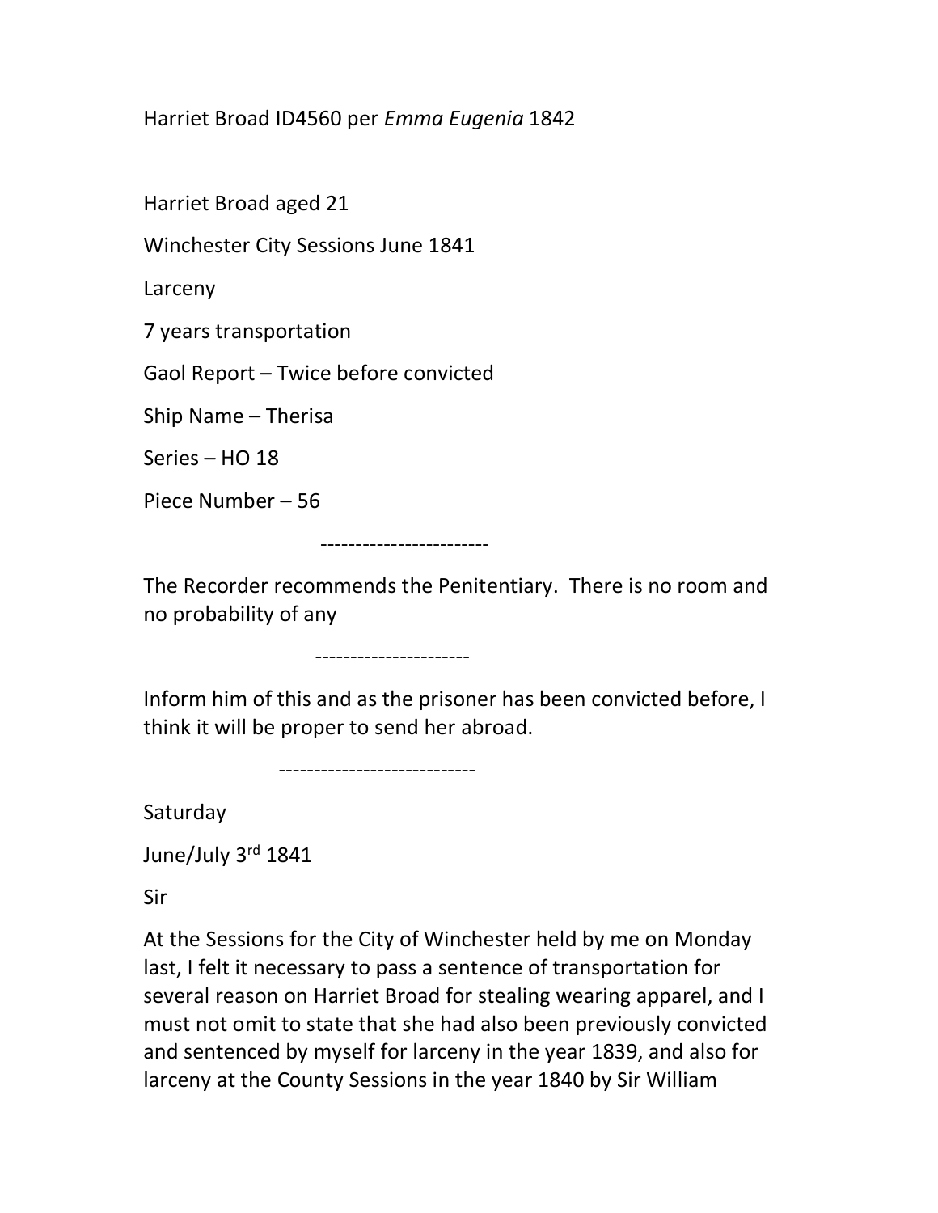Harriet Broad ID4560 per *Emma Eugenia* 1842

Harriet Broad aged 21

Winchester City Sessions June 1841

Larceny

7 years transportation

Gaol Report – Twice before convicted

Ship Name – Therisa

Series – HO 18

Piece Number – 56

------------------------

The Recorder recommends the Penitentiary. There is no room and no probability of any

----------------------

Inform him of this and as the prisoner has been convicted before, I think it will be proper to send her abroad.

----------------------------

Saturday

June/July 3rd 1841

Sir

At the Sessions for the City of Winchester held by me on Monday last, I felt it necessary to pass a sentence of transportation for several reason on Harriet Broad for stealing wearing apparel, and I must not omit to state that she had also been previously convicted and sentenced by myself for larceny in the year 1839, and also for larceny at the County Sessions in the year 1840 by Sir William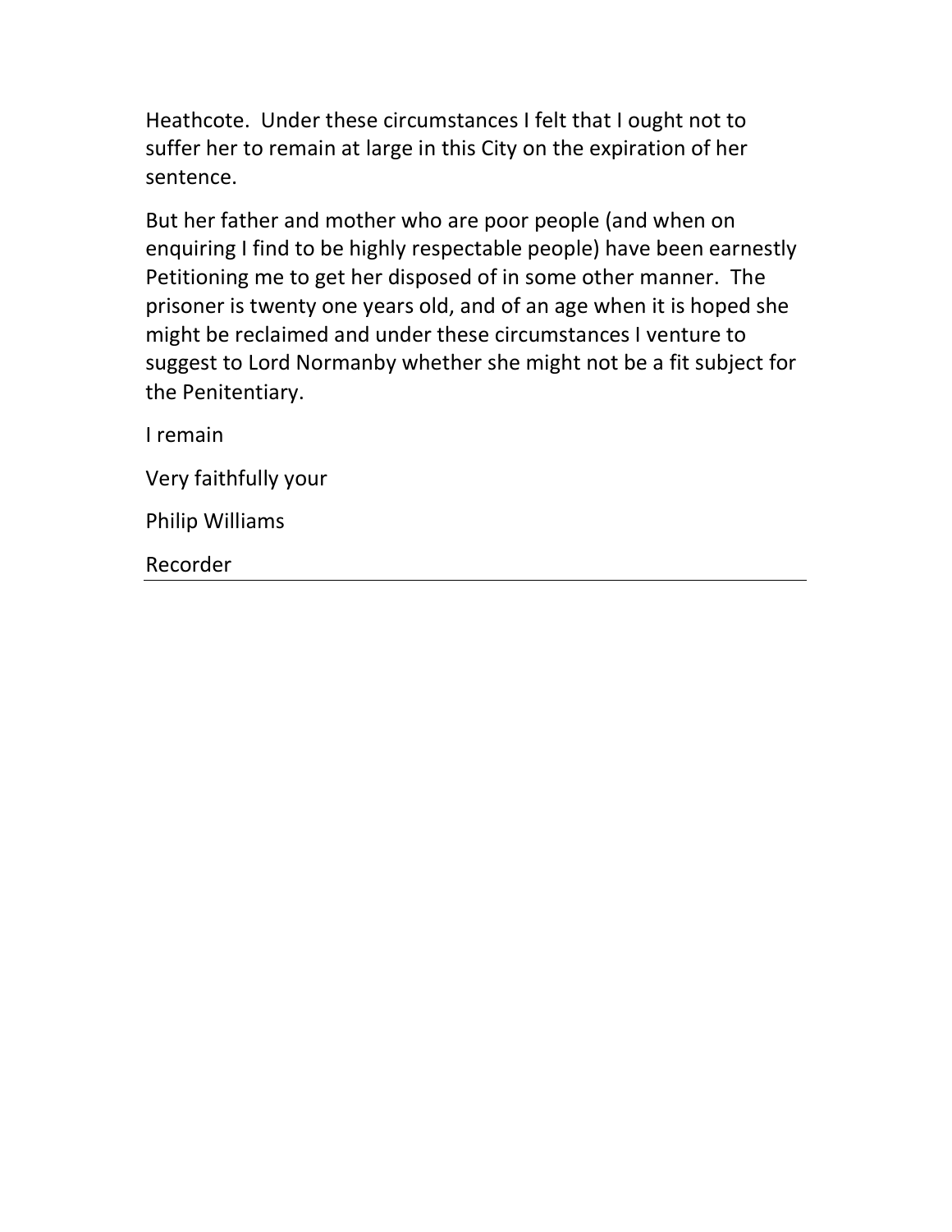Heathcote. Under these circumstances I felt that I ought not to suffer her to remain at large in this City on the expiration of her sentence.

But her father and mother who are poor people (and when on enquiring I find to be highly respectable people) have been earnestly Petitioning me to get her disposed of in some other manner. The prisoner is twenty one years old, and of an age when it is hoped she might be reclaimed and under these circumstances I venture to suggest to Lord Normanby whether she might not be a fit subject for the Penitentiary.

I remain

Very faithfully your

Philip Williams

Recorder